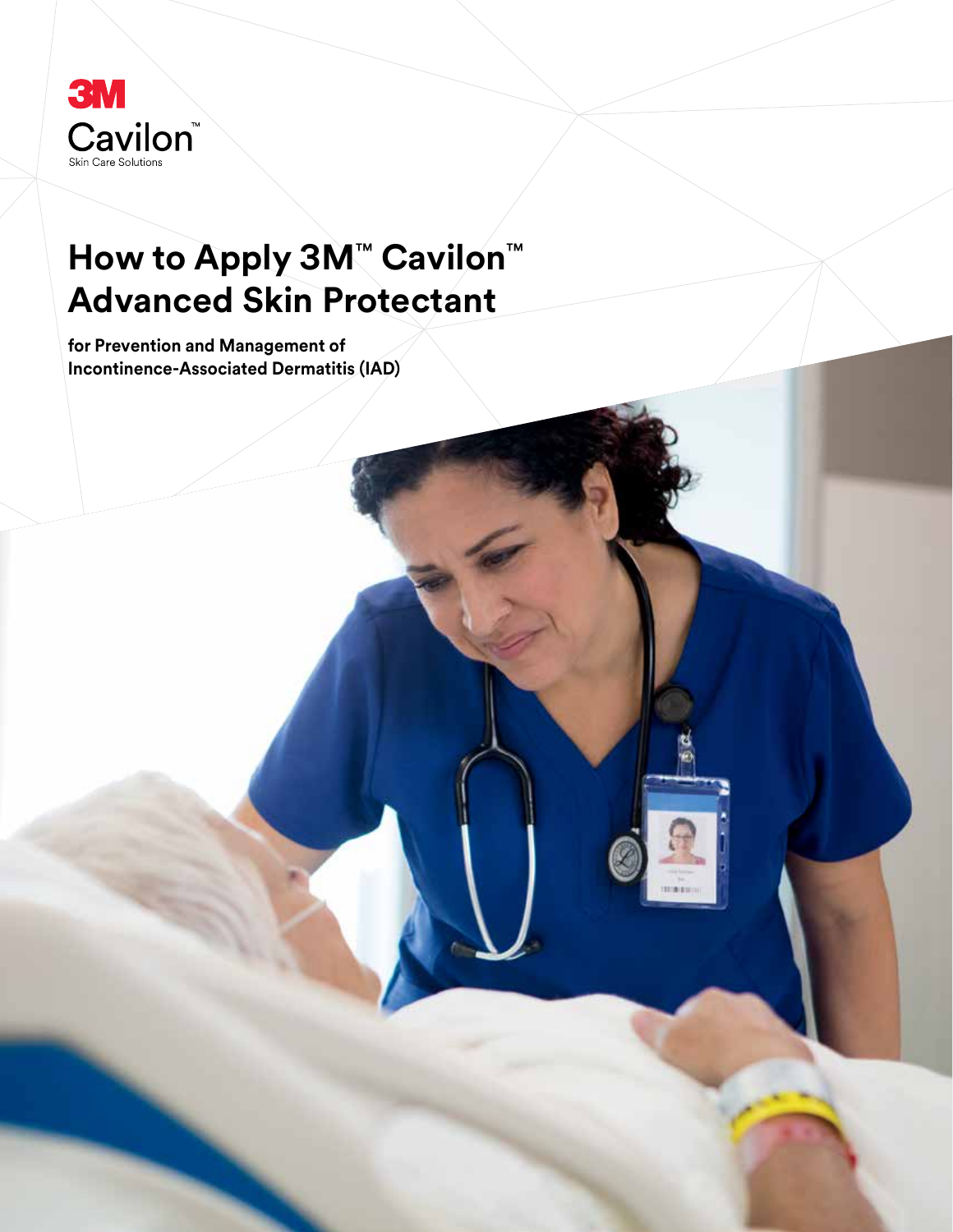3M
Cavilon™
Skin Care Solutions

# How to Apply 3M™ Cavilon™ Advanced Skin Protectant

**for Prevention and Management of Incontinence-Associated Dermatitis (IAD)**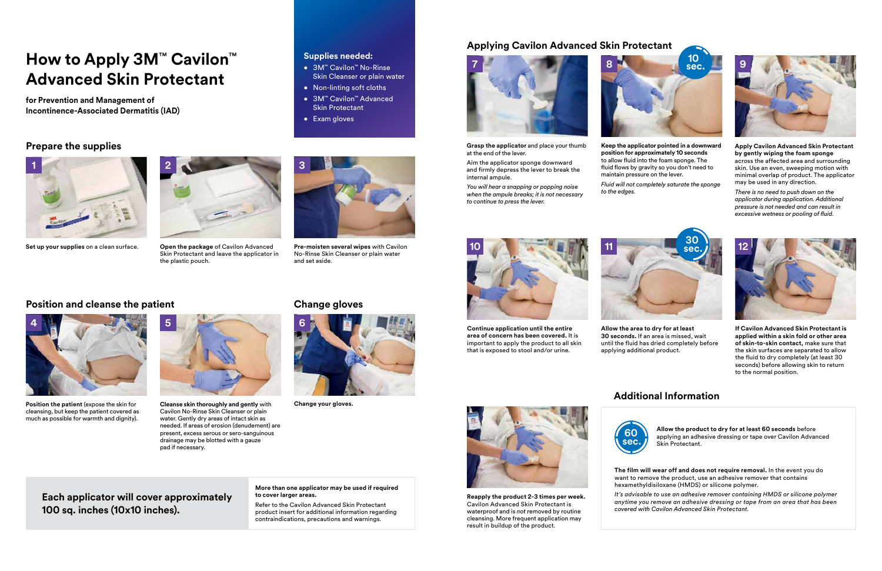# How to Apply 3M™ Cavilon™ Advanced Skin Protectant

**for Prevention and Management of Incontinence-Associated Dermatitis (IAD)**

### Supplies needed:

- 3M™ Cavilon™ No-Rinse Skin Cleanser or plain water
- Non-linting soft cloths
- 3M™ Cavilon™ Advanced Skin Protectant
- Exam gloves

## Prepare the supplies

**1** **Set up your supplies** on a clean surface.

**2** **Open the package** of Cavilon Advanced Skin Protectant and leave the applicator in the plastic pouch.

**3** **Pre-moisten several wipes** with Cavilon No-Rinse Skin Cleanser or plain water and set aside.

## Position and cleanse the patient

**4** **Position the patient** (expose the skin for cleansing, but keep the patient covered as much as possible for warmth and dignity).

**5** **Cleanse skin thoroughly and gently** with Cavilon No-Rinse Skin Cleanser or plain water. Gently dry areas of intact skin as needed. If areas of erosion (denudement) are present, excess serous or sero-sanguinous drainage may be blotted with a gauze pad if necessary.

## Change gloves

**6** **Change your gloves.**

**Each applicator will cover approximately 100 sq. inches (10x10 inches).**

**More than one applicator may be used if required to cover larger areas.**

Refer to the Cavilon Advanced Skin Protectant product insert for additional information regarding contraindications, precautions and warnings.

## Applying Cavilon Advanced Skin Protectant

**7** **Grasp the applicator** and place your thumb at the end of the lever.

Aim the applicator sponge downward and firmly depress the lever to break the internal ampule.

*You will hear a snapping or popping noise when the ampule breaks; it is not necessary to continue to press the lever.*

**8** (10 sec.) **Keep the applicator pointed in a downward position for approximately 10 seconds** to allow fluid into the foam sponge. The fluid flows by gravity so you don't need to maintain pressure on the lever.

*Fluid will not completely saturate the sponge to the edges.*

**9** **Apply Cavilon Advanced Skin Protectant by gently wiping the foam sponge** across the affected area and surrounding skin. Use an even, sweeping motion with minimal overlap of product. The applicator may be used in any direction.

*There is no need to push down on the applicator during application. Additional pressure is not needed and can result in excessive wetness or pooling of fluid.*

**10** **Continue application until the entire area of concern has been covered.** It is important to apply the product to all skin that is exposed to stool and/or urine.

**11** (30 sec.) **Allow the area to dry for at least 30 seconds.** If an area is missed, wait until the fluid has dried completely before applying additional product.

**12** **If Cavilon Advanced Skin Protectant is applied within a skin fold or other area of skin-to-skin contact,** make sure that the skin surfaces are separated to allow the fluid to dry completely (at least 30 seconds) before allowing skin to return to the normal position.

**Reapply the product 2-3 times per week.** Cavilon Advanced Skin Protectant is waterproof and is *not* removed by routine cleansing. More frequent application may result in buildup of the product.

## Additional Information

(60 sec.) **Allow the product to dry for at least 60 seconds** before applying an adhesive dressing or tape over Cavilon Advanced Skin Protectant.

**The film will wear off and does not require removal.** In the event you do want to remove the product, use an adhesive remover that contains hexamethyldisiloxane (HMDS) or silicone polymer.

*It's advisable to use an adhesive remover containing HMDS or silicone polymer anytime you remove an adhesive dressing or tape from an area that has been covered with Cavilon Advanced Skin Protectant.*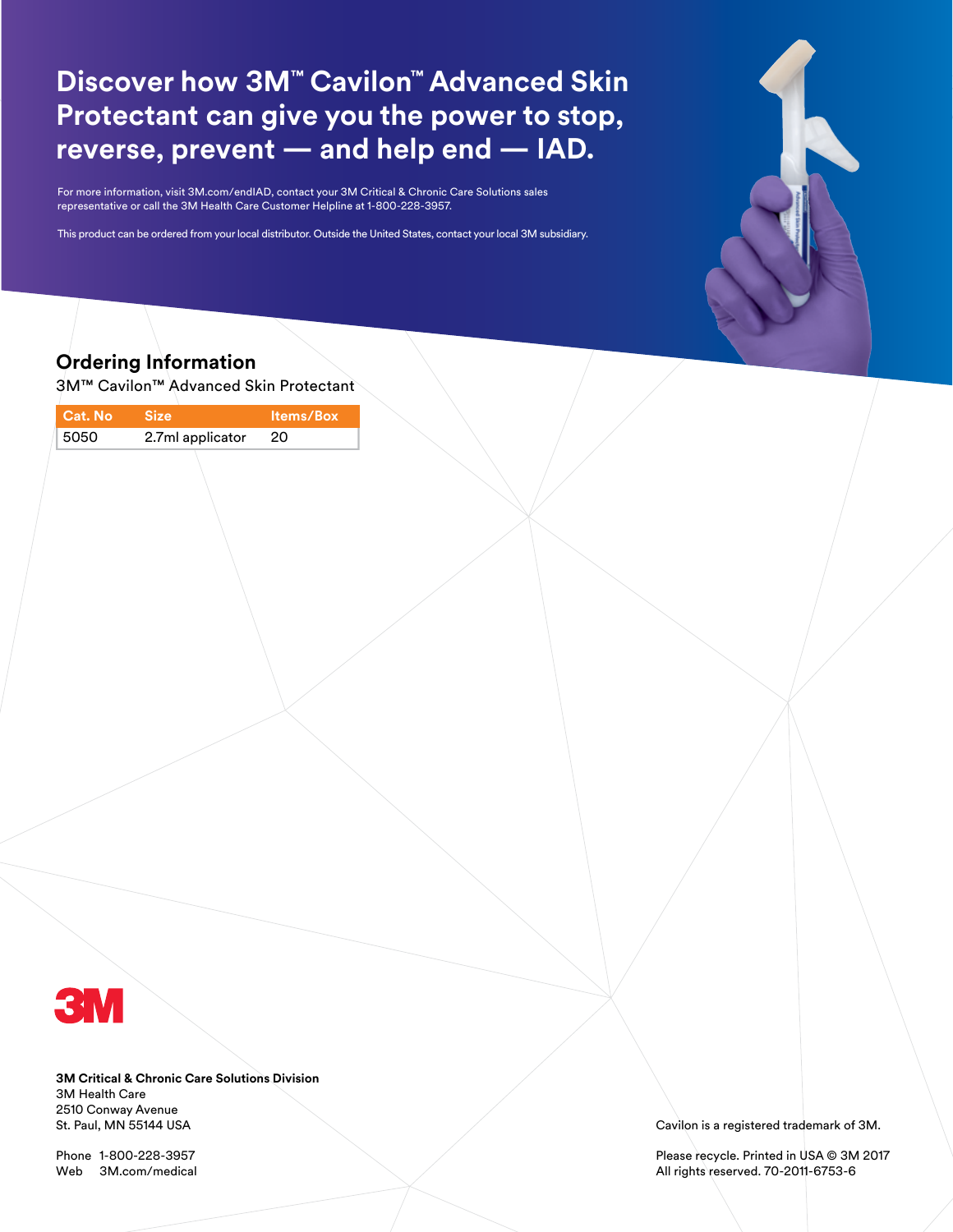# Discover how 3M™ Cavilon™ Advanced Skin Protectant can give you the power to stop, reverse, prevent — and help end — IAD.

For more information, visit 3M.com/endIAD, contact your 3M Critical & Chronic Care Solutions sales representative or call the 3M Health Care Customer Helpline at 1-800-228-3957.

This product can be ordered from your local distributor. Outside the United States, contact your local 3M subsidiary.

## Ordering Information

3M™ Cavilon™ Advanced Skin Protectant

| Cat. No | Size | Items/Box |
|---|---|---|
| 5050 | 2.7ml applicator | 20 |

3M

**3M Critical & Chronic Care Solutions Division**
3M Health Care
2510 Conway Avenue
St. Paul, MN 55144 USA

Phone 1-800-228-3957
Web 3M.com/medical

Cavilon is a registered trademark of 3M.

Please recycle. Printed in USA © 3M 2017
All rights reserved. 70-2011-6753-6